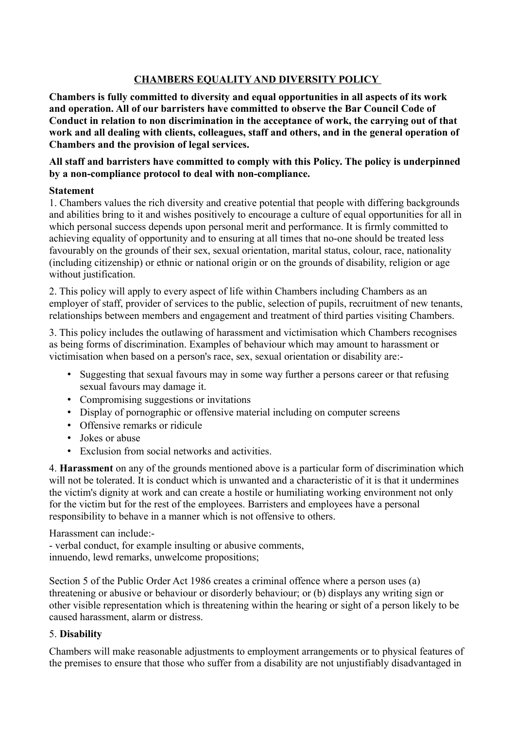# CHAMBERS EQUALITY AND DIVERSITY POLICY

**Chambers is fully committed to diversity and equal opportunities in all aspects of its work and operation. All of our barristers have committed to observe the Bar Council Code of Conduct in relation to non discrimination in the acceptance of work, the carrying out of that work and all dealing with clients, colleagues, staff and others, and in the general operation of Chambers and the provision of legal services.**

**All staff and barristers have committed to comply with this Policy. The policy is underpinned by a non-compliance protocol to deal with non-compliance.**

**Statement**

1. Chambers values the rich diversity and creative potential that people with differing backgrounds and abilities bring to it and wishes positively to encourage a culture of equal opportunities for all in which personal success depends upon personal merit and performance. It is firmly committed to achieving equality of opportunity and to ensuring at all times that no-one should be treated less favourably on the grounds of their sex, sexual orientation, marital status, colour, race, nationality (including citizenship) or ethnic or national origin or on the grounds of disability, religion or age without justification.

2. This policy will apply to every aspect of life within Chambers including Chambers as an employer of staff, provider of services to the public, selection of pupils, recruitment of new tenants, relationships between members and engagement and treatment of third parties visiting Chambers.

3. This policy includes the outlawing of harassment and victimisation which Chambers recognises as being forms of discrimination. Examples of behaviour which may amount to harassment or victimisation when based on a person's race, sex, sexual orientation or disability are:-

- Suggesting that sexual favours may in some way further a persons career or that refusing sexual favours may damage it.
- Compromising suggestions or invitations
- Display of pornographic or offensive material including on computer screens
- Offensive remarks or ridicule
- Jokes or abuse
- Exclusion from social networks and activities.

4. **Harassment** on any of the grounds mentioned above is a particular form of discrimination which will not be tolerated. It is conduct which is unwanted and a characteristic of it is that it undermines the victim's dignity at work and can create a hostile or humiliating working environment not only for the victim but for the rest of the employees. Barristers and employees have a personal responsibility to behave in a manner which is not offensive to others.

Harassment can include:-

- verbal conduct, for example insulting or abusive comments, innuendo, lewd remarks, unwelcome propositions;

Section 5 of the Public Order Act 1986 creates a criminal offence where a person uses (a) threatening or abusive or behaviour or disorderly behaviour; or (b) displays any writing sign or other visible representation which is threatening within the hearing or sight of a person likely to be caused harassment, alarm or distress.

5. **Disability**

Chambers will make reasonable adjustments to employment arrangements or to physical features of the premises to ensure that those who suffer from a disability are not unjustifiably disadvantaged in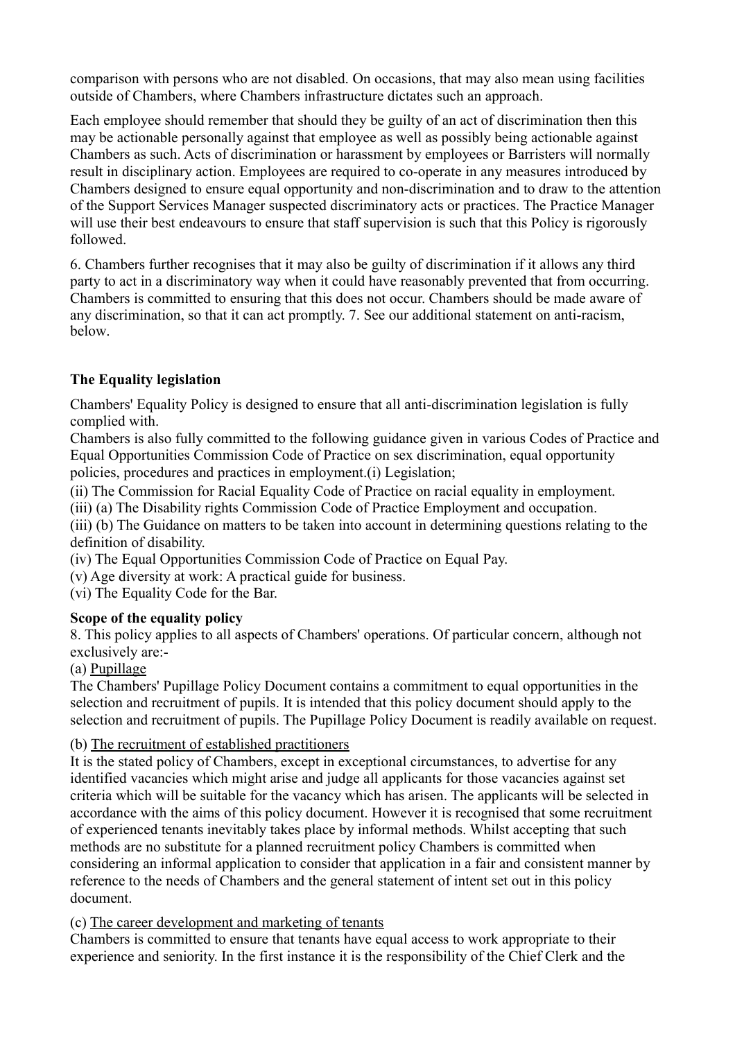comparison with persons who are not disabled. On occasions, that may also mean using facilities outside of Chambers, where Chambers infrastructure dictates such an approach.

Each employee should remember that should they be guilty of an act of discrimination then this may be actionable personally against that employee as well as possibly being actionable against Chambers as such. Acts of discrimination or harassment by employees or Barristers will normally result in disciplinary action. Employees are required to co-operate in any measures introduced by Chambers designed to ensure equal opportunity and non-discrimination and to draw to the attention of the Support Services Manager suspected discriminatory acts or practices. The Practice Manager will use their best endeavours to ensure that staff supervision is such that this Policy is rigorously followed.

6. Chambers further recognises that it may also be guilty of discrimination if it allows any third party to act in a discriminatory way when it could have reasonably prevented that from occurring. Chambers is committed to ensuring that this does not occur. Chambers should be made aware of any discrimination, so that it can act promptly. 7. See our additional statement on anti-racism, below.

**The Equality legislation**

Chambers' Equality Policy is designed to ensure that all anti-discrimination legislation is fully complied with.
Chambers is also fully committed to the following guidance given in various Codes of Practice and Equal Opportunities Commission Code of Practice on sex discrimination, equal opportunity policies, procedures and practices in employment.(i) Legislation;
(ii) The Commission for Racial Equality Code of Practice on racial equality in employment.
(iii) (a) The Disability rights Commission Code of Practice Employment and occupation.
(iii) (b) The Guidance on matters to be taken into account in determining questions relating to the definition of disability.
(iv) The Equal Opportunities Commission Code of Practice on Equal Pay.
(v) Age diversity at work: A practical guide for business.
(vi) The Equality Code for the Bar.

**Scope of the equality policy**

8. This policy applies to all aspects of Chambers' operations. Of particular concern, although not exclusively are:-

(a) Pupillage

The Chambers' Pupillage Policy Document contains a commitment to equal opportunities in the selection and recruitment of pupils. It is intended that this policy document should apply to the selection and recruitment of pupils. The Pupillage Policy Document is readily available on request.

(b) The recruitment of established practitioners

It is the stated policy of Chambers, except in exceptional circumstances, to advertise for any identified vacancies which might arise and judge all applicants for those vacancies against set criteria which will be suitable for the vacancy which has arisen. The applicants will be selected in accordance with the aims of this policy document. However it is recognised that some recruitment of experienced tenants inevitably takes place by informal methods. Whilst accepting that such methods are no substitute for a planned recruitment policy Chambers is committed when considering an informal application to consider that application in a fair and consistent manner by reference to the needs of Chambers and the general statement of intent set out in this policy document.

(c) The career development and marketing of tenants

Chambers is committed to ensure that tenants have equal access to work appropriate to their experience and seniority. In the first instance it is the responsibility of the Chief Clerk and the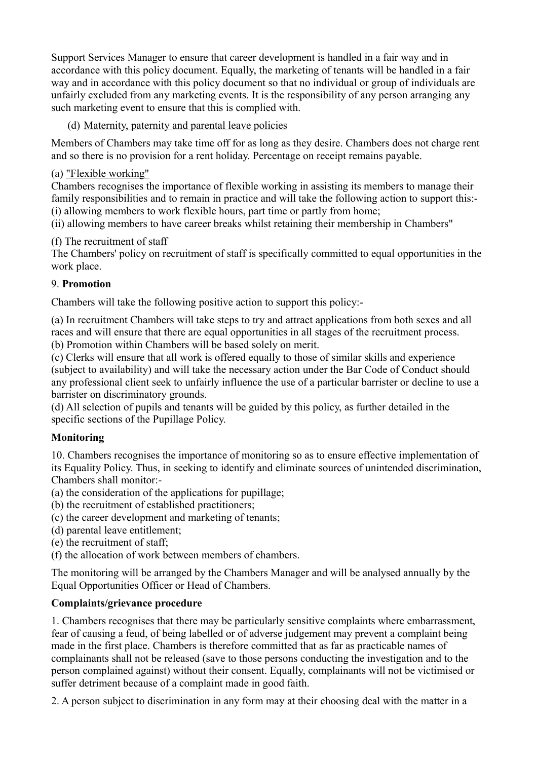Support Services Manager to ensure that career development is handled in a fair way and in accordance with this policy document. Equally, the marketing of tenants will be handled in a fair way and in accordance with this policy document so that no individual or group of individuals are unfairly excluded from any marketing events. It is the responsibility of any person arranging any such marketing event to ensure that this is complied with.

(d) Maternity, paternity and parental leave policies

Members of Chambers may take time off for as long as they desire. Chambers does not charge rent and so there is no provision for a rent holiday. Percentage on receipt remains payable.

(a) "Flexible working"
Chambers recognises the importance of flexible working in assisting its members to manage their family responsibilities and to remain in practice and will take the following action to support this:-
(i) allowing members to work flexible hours, part time or partly from home;
(ii) allowing members to have career breaks whilst retaining their membership in Chambers"

(f) The recruitment of staff
The Chambers' policy on recruitment of staff is specifically committed to equal opportunities in the work place.

9. **Promotion**

Chambers will take the following positive action to support this policy:-

(a) In recruitment Chambers will take steps to try and attract applications from both sexes and all races and will ensure that there are equal opportunities in all stages of the recruitment process.
(b) Promotion within Chambers will be based solely on merit.
(c) Clerks will ensure that all work is offered equally to those of similar skills and experience (subject to availability) and will take the necessary action under the Bar Code of Conduct should any professional client seek to unfairly influence the use of a particular barrister or decline to use a barrister on discriminatory grounds.
(d) All selection of pupils and tenants will be guided by this policy, as further detailed in the specific sections of the Pupillage Policy.

**Monitoring**

10. Chambers recognises the importance of monitoring so as to ensure effective implementation of its Equality Policy. Thus, in seeking to identify and eliminate sources of unintended discrimination, Chambers shall monitor:-
(a) the consideration of the applications for pupillage;
(b) the recruitment of established practitioners;
(c) the career development and marketing of tenants;
(d) parental leave entitlement;
(e) the recruitment of staff;
(f) the allocation of work between members of chambers.

The monitoring will be arranged by the Chambers Manager and will be analysed annually by the Equal Opportunities Officer or Head of Chambers.

**Complaints/grievance procedure**

1. Chambers recognises that there may be particularly sensitive complaints where embarrassment, fear of causing a feud, of being labelled or of adverse judgement may prevent a complaint being made in the first place. Chambers is therefore committed that as far as practicable names of complainants shall not be released (save to those persons conducting the investigation and to the person complained against) without their consent. Equally, complainants will not be victimised or suffer detriment because of a complaint made in good faith.

2. A person subject to discrimination in any form may at their choosing deal with the matter in a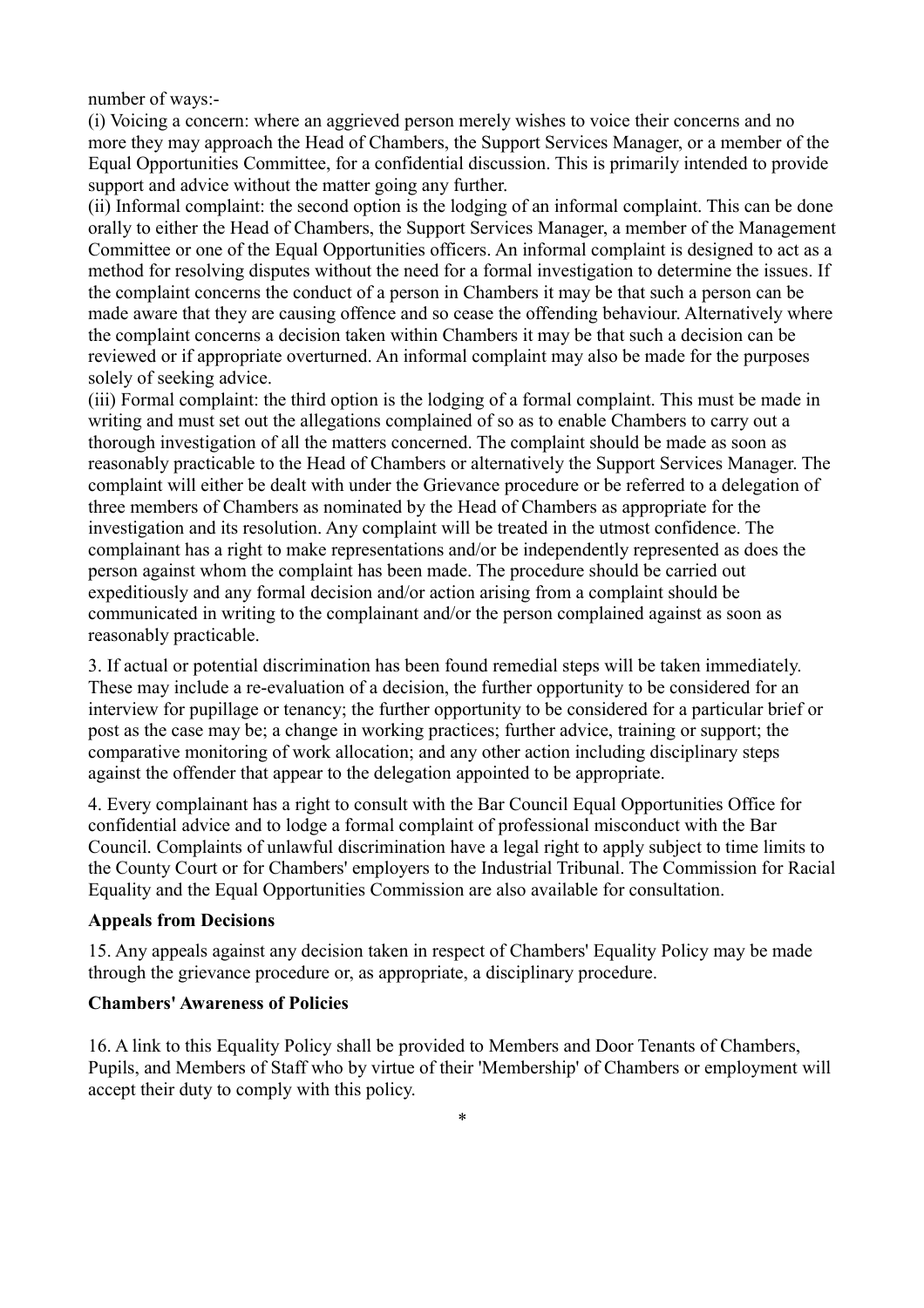number of ways:-

(i) Voicing a concern: where an aggrieved person merely wishes to voice their concerns and no more they may approach the Head of Chambers, the Support Services Manager, or a member of the Equal Opportunities Committee, for a confidential discussion. This is primarily intended to provide support and advice without the matter going any further.

(ii) Informal complaint: the second option is the lodging of an informal complaint. This can be done orally to either the Head of Chambers, the Support Services Manager, a member of the Management Committee or one of the Equal Opportunities officers. An informal complaint is designed to act as a method for resolving disputes without the need for a formal investigation to determine the issues. If the complaint concerns the conduct of a person in Chambers it may be that such a person can be made aware that they are causing offence and so cease the offending behaviour. Alternatively where the complaint concerns a decision taken within Chambers it may be that such a decision can be reviewed or if appropriate overturned. An informal complaint may also be made for the purposes solely of seeking advice.

(iii) Formal complaint: the third option is the lodging of a formal complaint. This must be made in writing and must set out the allegations complained of so as to enable Chambers to carry out a thorough investigation of all the matters concerned. The complaint should be made as soon as reasonably practicable to the Head of Chambers or alternatively the Support Services Manager. The complaint will either be dealt with under the Grievance procedure or be referred to a delegation of three members of Chambers as nominated by the Head of Chambers as appropriate for the investigation and its resolution. Any complaint will be treated in the utmost confidence. The complainant has a right to make representations and/or be independently represented as does the person against whom the complaint has been made. The procedure should be carried out expeditiously and any formal decision and/or action arising from a complaint should be communicated in writing to the complainant and/or the person complained against as soon as reasonably practicable.

3. If actual or potential discrimination has been found remedial steps will be taken immediately. These may include a re-evaluation of a decision, the further opportunity to be considered for an interview for pupillage or tenancy; the further opportunity to be considered for a particular brief or post as the case may be; a change in working practices; further advice, training or support; the comparative monitoring of work allocation; and any other action including disciplinary steps against the offender that appear to the delegation appointed to be appropriate.

4. Every complainant has a right to consult with the Bar Council Equal Opportunities Office for confidential advice and to lodge a formal complaint of professional misconduct with the Bar Council. Complaints of unlawful discrimination have a legal right to apply subject to time limits to the County Court or for Chambers' employers to the Industrial Tribunal. The Commission for Racial Equality and the Equal Opportunities Commission are also available for consultation.

**Appeals from Decisions**

15. Any appeals against any decision taken in respect of Chambers' Equality Policy may be made through the grievance procedure or, as appropriate, a disciplinary procedure.

**Chambers' Awareness of Policies**

16. A link to this Equality Policy shall be provided to Members and Door Tenants of Chambers, Pupils, and Members of Staff who by virtue of their 'Membership' of Chambers or employment will accept their duty to comply with this policy.

*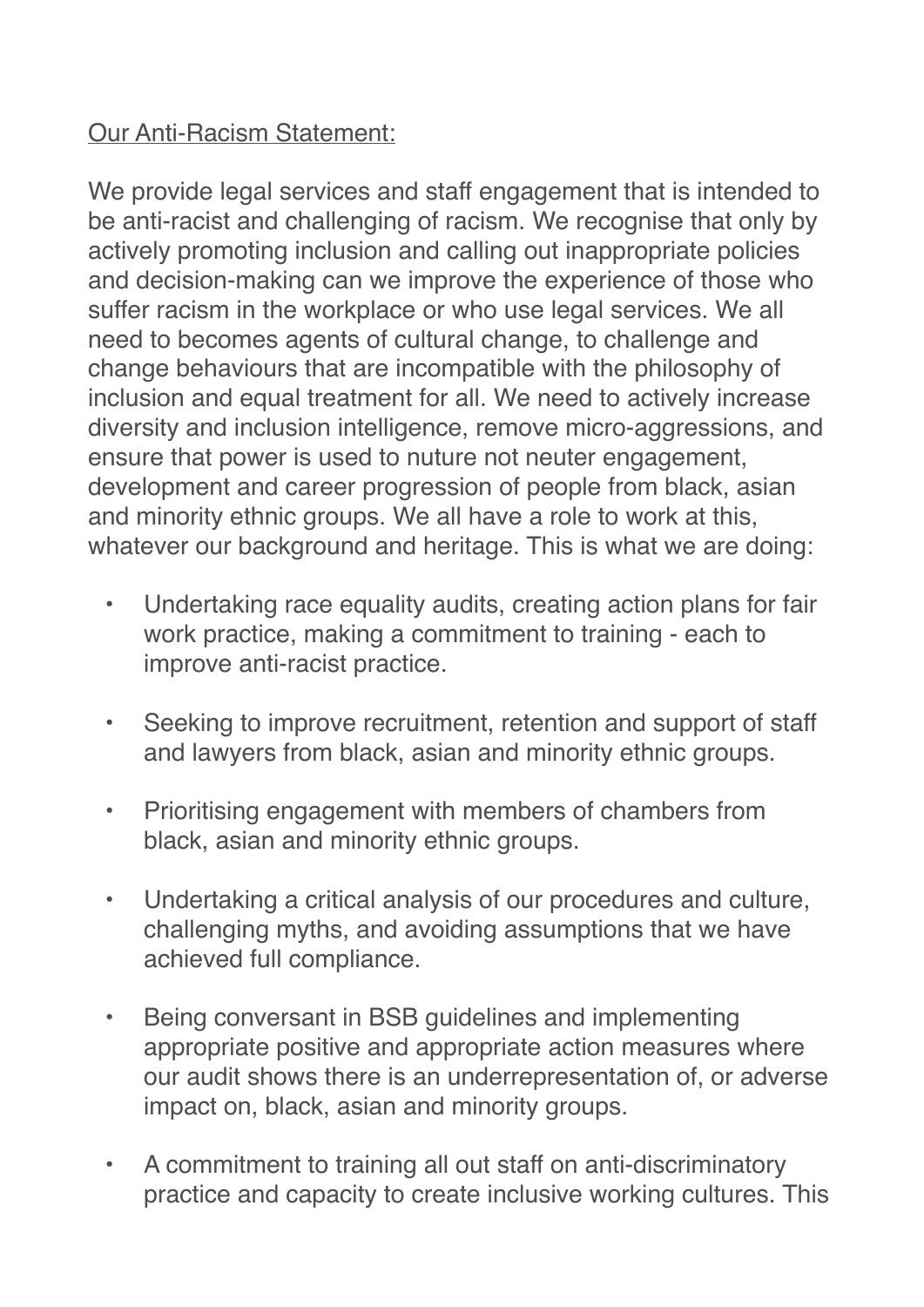Our Anti-Racism Statement:

We provide legal services and staff engagement that is intended to be anti-racist and challenging of racism. We recognise that only by actively promoting inclusion and calling out inappropriate policies and decision-making can we improve the experience of those who suffer racism in the workplace or who use legal services. We all need to becomes agents of cultural change, to challenge and change behaviours that are incompatible with the philosophy of inclusion and equal treatment for all. We need to actively increase diversity and inclusion intelligence, remove micro-aggressions, and ensure that power is used to nuture not neuter engagement, development and career progression of people from black, asian and minority ethnic groups. We all have a role to work at this, whatever our background and heritage. This is what we are doing:

- Undertaking race equality audits, creating action plans for fair work practice, making a commitment to training - each to improve anti-racist practice.
- Seeking to improve recruitment, retention and support of staff and lawyers from black, asian and minority ethnic groups.
- Prioritising engagement with members of chambers from black, asian and minority ethnic groups.
- Undertaking a critical analysis of our procedures and culture, challenging myths, and avoiding assumptions that we have achieved full compliance.
- Being conversant in BSB guidelines and implementing appropriate positive and appropriate action measures where our audit shows there is an underrepresentation of, or adverse impact on, black, asian and minority groups.
- A commitment to training all out staff on anti-discriminatory practice and capacity to create inclusive working cultures. This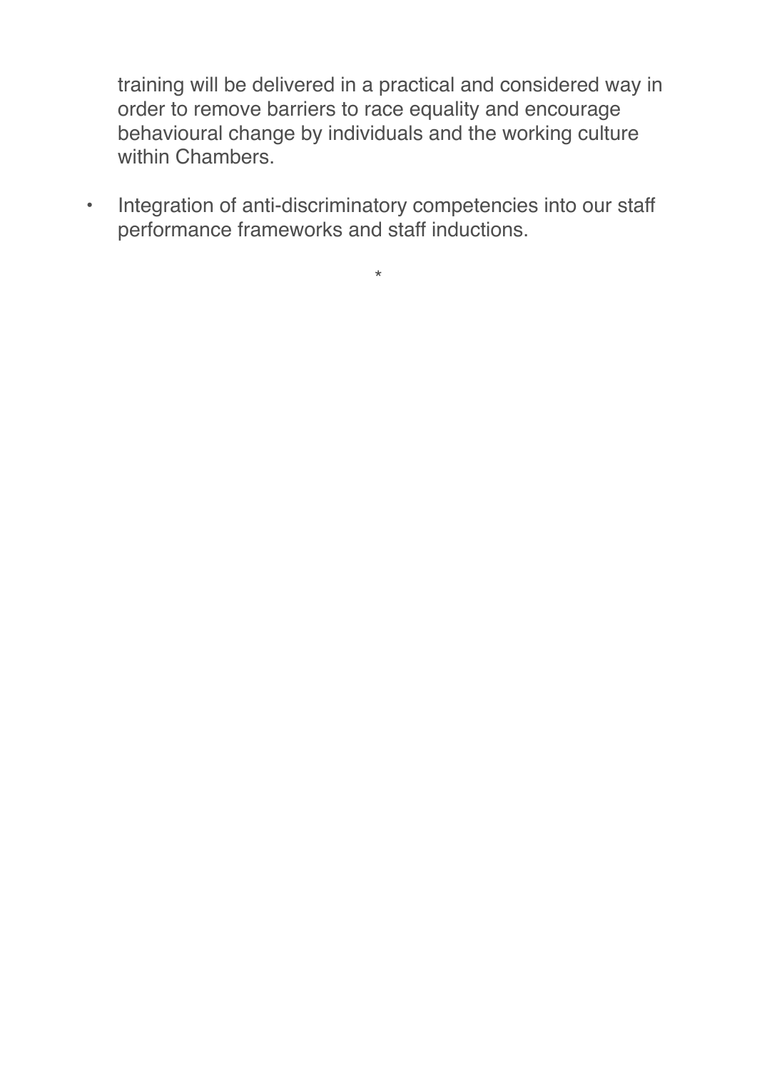training will be delivered in a practical and considered way in order to remove barriers to race equality and encourage behavioural change by individuals and the working culture within Chambers.

- Integration of anti-discriminatory competencies into our staff performance frameworks and staff inductions.

*